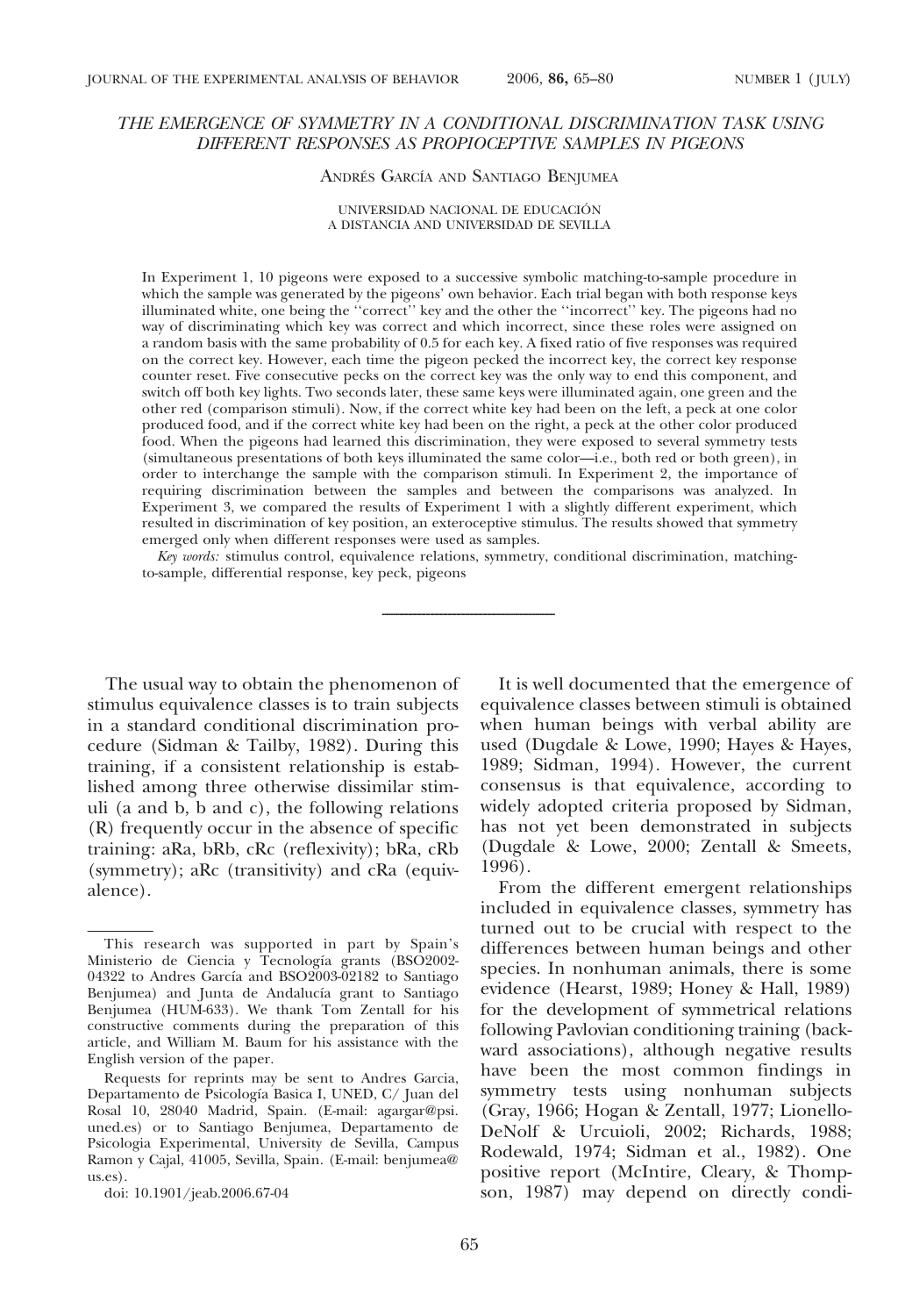# THE EMERGENCE OF SYMMETRY IN A CONDITIONAL DISCRIMINATION TASK USING DIFFERENT RESPONSES AS PROPIOCEPTIVE SAMPLES IN PIGEONS

ANDRÉS GARCÍA AND SANTIAGO BENJUMEA

UNIVERSIDAD NACIONAL DE EDUCACIÓN A DISTANCIA AND UNIVERSIDAD DE SEVILLA

In Experiment 1, 10 pigeons were exposed to a successive symbolic matching-to-sample procedure in which the sample was generated by the pigeons' own behavior. Each trial began with both response keys illuminated white, one being the ''correct'' key and the other the ''incorrect'' key. The pigeons had no way of discriminating which key was correct and which incorrect, since these roles were assigned on a random basis with the same probability of 0.5 for each key. A fixed ratio of five responses was required on the correct key. However, each time the pigeon pecked the incorrect key, the correct key response counter reset. Five consecutive pecks on the correct key was the only way to end this component, and switch off both key lights. Two seconds later, these same keys were illuminated again, one green and the other red (comparison stimuli). Now, if the correct white key had been on the left, a peck at one color produced food, and if the correct white key had been on the right, a peck at the other color produced food. When the pigeons had learned this discrimination, they were exposed to several symmetry tests (simultaneous presentations of both keys illuminated the same color—i.e., both red or both green), in order to interchange the sample with the comparison stimuli. In Experiment 2, the importance of requiring discrimination between the samples and between the comparisons was analyzed. In Experiment 3, we compared the results of Experiment 1 with a slightly different experiment, which resulted in discrimination of key position, an exteroceptive stimulus. The results showed that symmetry emerged only when different responses were used as samples.

*Key words:* stimulus control, equivalence relations, symmetry, conditional discrimination, matching-to-sample, differential response, key peck, pigeons

---

The usual way to obtain the phenomenon of stimulus equivalence classes is to train subjects in a standard conditional discrimination procedure (Sidman & Tailby, 1982). During this training, if a consistent relationship is established among three otherwise dissimilar stimuli (a and b, b and c), the following relations (R) frequently occur in the absence of specific training: aRa, bRb, cRc (reflexivity); bRa, cRb (symmetry); aRc (transitivity) and cRa (equivalence).

It is well documented that the emergence of equivalence classes between stimuli is obtained when human beings with verbal ability are used (Dugdale & Lowe, 1990; Hayes & Hayes, 1989; Sidman, 1994). However, the current consensus is that equivalence, according to widely adopted criteria proposed by Sidman, has not yet been demonstrated in subjects (Dugdale & Lowe, 2000; Zentall & Smeets, 1996).

From the different emergent relationships included in equivalence classes, symmetry has turned out to be crucial with respect to the differences between human beings and other species. In nonhuman animals, there is some evidence (Hearst, 1989; Honey & Hall, 1989) for the development of symmetrical relations following Pavlovian conditioning training (backward associations), although negative results have been the most common findings in symmetry tests using nonhuman subjects (Gray, 1966; Hogan & Zentall, 1977; Lionello-DeNolf & Urcuioli, 2002; Richards, 1988; Rodewald, 1974; Sidman et al., 1982). One positive report (McIntire, Cleary, & Thompson, 1987) may depend on directly condi-

---

This research was supported in part by Spain's Ministerio de Ciencia y Tecnología grants (BSO2002-04322 to Andres García and BSO2003-02182 to Santiago Benjumea) and Junta de Andalucía grant to Santiago Benjumea (HUM-633). We thank Tom Zentall for his constructive comments during the preparation of this article, and William M. Baum for his assistance with the English version of the paper.

Requests for reprints may be sent to Andres Garcia, Departamento de Psicología Basica I, UNED, C/ Juan del Rosal 10, 28040 Madrid, Spain. (E-mail: agargar@psi.uned.es) or to Santiago Benjumea, Departamento de Psicologia Experimental, University de Sevilla, Campus Ramon y Cajal, 41005, Sevilla, Spain. (E-mail: benjumea@us.es).

doi: 10.1901/jeab.2006.67-04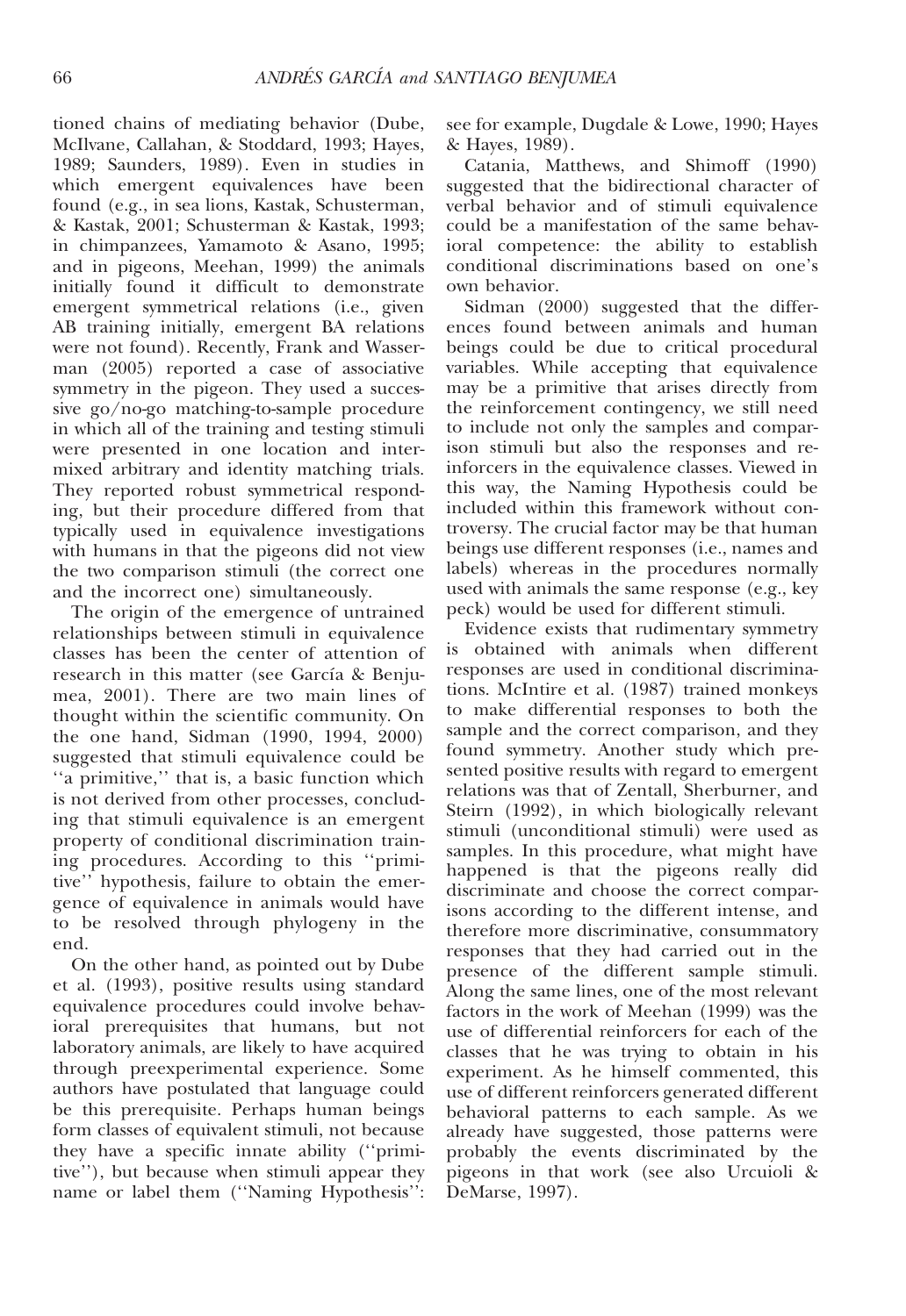tioned chains of mediating behavior (Dube, McIlvane, Callahan, & Stoddard, 1993; Hayes, 1989; Saunders, 1989). Even in studies in which emergent equivalences have been found (e.g., in sea lions, Kastak, Schusterman, & Kastak, 2001; Schusterman & Kastak, 1993; in chimpanzees, Yamamoto & Asano, 1995; and in pigeons, Meehan, 1999) the animals initially found it difficult to demonstrate emergent symmetrical relations (i.e., given AB training initially, emergent BA relations were not found). Recently, Frank and Wasserman (2005) reported a case of associative symmetry in the pigeon. They used a successive go/no-go matching-to-sample procedure in which all of the training and testing stimuli were presented in one location and intermixed arbitrary and identity matching trials. They reported robust symmetrical responding, but their procedure differed from that typically used in equivalence investigations with humans in that the pigeons did not view the two comparison stimuli (the correct one and the incorrect one) simultaneously.

The origin of the emergence of untrained relationships between stimuli in equivalence classes has been the center of attention of research in this matter (see García & Benjumea, 2001). There are two main lines of thought within the scientific community. On the one hand, Sidman (1990, 1994, 2000) suggested that stimuli equivalence could be ''a primitive,'' that is, a basic function which is not derived from other processes, concluding that stimuli equivalence is an emergent property of conditional discrimination training procedures. According to this ''primitive'' hypothesis, failure to obtain the emergence of equivalence in animals would have to be resolved through phylogeny in the end.

On the other hand, as pointed out by Dube et al. (1993), positive results using standard equivalence procedures could involve behavioral prerequisites that humans, but not laboratory animals, are likely to have acquired through preexperimental experience. Some authors have postulated that language could be this prerequisite. Perhaps human beings form classes of equivalent stimuli, not because they have a specific innate ability (''primitive''), but because when stimuli appear they name or label them (''Naming Hypothesis'': see for example, Dugdale & Lowe, 1990; Hayes & Hayes, 1989).

Catania, Matthews, and Shimoff (1990) suggested that the bidirectional character of verbal behavior and of stimuli equivalence could be a manifestation of the same behavioral competence: the ability to establish conditional discriminations based on one's own behavior.

Sidman (2000) suggested that the differences found between animals and human beings could be due to critical procedural variables. While accepting that equivalence may be a primitive that arises directly from the reinforcement contingency, we still need to include not only the samples and comparison stimuli but also the responses and reinforcers in the equivalence classes. Viewed in this way, the Naming Hypothesis could be included within this framework without controversy. The crucial factor may be that human beings use different responses (i.e., names and labels) whereas in the procedures normally used with animals the same response (e.g., key peck) would be used for different stimuli.

Evidence exists that rudimentary symmetry is obtained with animals when different responses are used in conditional discriminations. McIntire et al. (1987) trained monkeys to make differential responses to both the sample and the correct comparison, and they found symmetry. Another study which presented positive results with regard to emergent relations was that of Zentall, Sherburner, and Steirn (1992), in which biologically relevant stimuli (unconditional stimuli) were used as samples. In this procedure, what might have happened is that the pigeons really did discriminate and choose the correct comparisons according to the different intense, and therefore more discriminative, consummatory responses that they had carried out in the presence of the different sample stimuli. Along the same lines, one of the most relevant factors in the work of Meehan (1999) was the use of differential reinforcers for each of the classes that he was trying to obtain in his experiment. As he himself commented, this use of different reinforcers generated different behavioral patterns to each sample. As we already have suggested, those patterns were probably the events discriminated by the pigeons in that work (see also Urcuioli & DeMarse, 1997).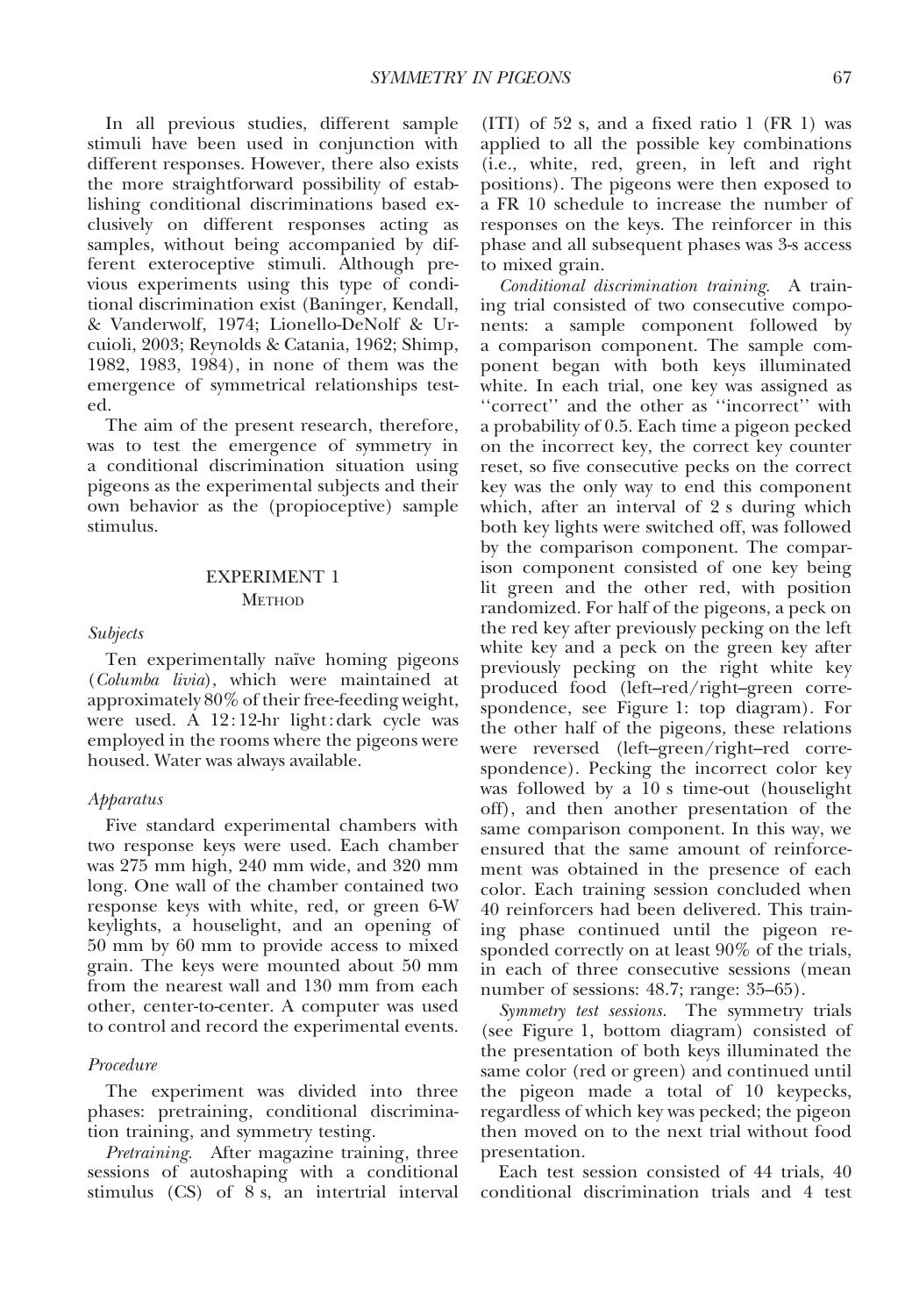In all previous studies, different sample stimuli have been used in conjunction with different responses. However, there also exists the more straightforward possibility of establishing conditional discriminations based exclusively on different responses acting as samples, without being accompanied by different exteroceptive stimuli. Although previous experiments using this type of conditional discrimination exist (Baninger, Kendall, & Vanderwolf, 1974; Lionello-DeNolf & Urcuioli, 2003; Reynolds & Catania, 1962; Shimp, 1982, 1983, 1984), in none of them was the emergence of symmetrical relationships tested.

The aim of the present research, therefore, was to test the emergence of symmetry in a conditional discrimination situation using pigeons as the experimental subjects and their own behavior as the (propioceptive) sample stimulus.

## EXPERIMENT 1

### Method

#### *Subjects*

Ten experimentally naïve homing pigeons (*Columba livia*), which were maintained at approximately 80% of their free-feeding weight, were used. A 12:12-hr light:dark cycle was employed in the rooms where the pigeons were housed. Water was always available.

#### *Apparatus*

Five standard experimental chambers with two response keys were used. Each chamber was 275 mm high, 240 mm wide, and 320 mm long. One wall of the chamber contained two response keys with white, red, or green 6-W keylights, a houselight, and an opening of 50 mm by 60 mm to provide access to mixed grain. The keys were mounted about 50 mm from the nearest wall and 130 mm from each other, center-to-center. A computer was used to control and record the experimental events.

#### *Procedure*

The experiment was divided into three phases: pretraining, conditional discrimination training, and symmetry testing.

*Pretraining.* After magazine training, three sessions of autoshaping with a conditional stimulus (CS) of 8 s, an intertrial interval (ITI) of 52 s, and a fixed ratio 1 (FR 1) was applied to all the possible key combinations (i.e., white, red, green, in left and right positions). The pigeons were then exposed to a FR 10 schedule to increase the number of responses on the keys. The reinforcer in this phase and all subsequent phases was 3-s access to mixed grain.

*Conditional discrimination training.* A training trial consisted of two consecutive components: a sample component followed by a comparison component. The sample component began with both keys illuminated white. In each trial, one key was assigned as ''correct'' and the other as ''incorrect'' with a probability of 0.5. Each time a pigeon pecked on the incorrect key, the correct key counter reset, so five consecutive pecks on the correct key was the only way to end this component which, after an interval of 2 s during which both key lights were switched off, was followed by the comparison component. The comparison component consisted of one key being lit green and the other red, with position randomized. For half of the pigeons, a peck on the red key after previously pecking on the left white key and a peck on the green key after previously pecking on the right white key produced food (left–red/right–green correspondence, see Figure 1: top diagram). For the other half of the pigeons, these relations were reversed (left–green/right–red correspondence). Pecking the incorrect color key was followed by a 10 s time-out (houselight off), and then another presentation of the same comparison component. In this way, we ensured that the same amount of reinforcement was obtained in the presence of each color. Each training session concluded when 40 reinforcers had been delivered. This training phase continued until the pigeon responded correctly on at least 90% of the trials, in each of three consecutive sessions (mean number of sessions: 48.7; range: 35–65).

*Symmetry test sessions.* The symmetry trials (see Figure 1, bottom diagram) consisted of the presentation of both keys illuminated the same color (red or green) and continued until the pigeon made a total of 10 keypecks, regardless of which key was pecked; the pigeon then moved on to the next trial without food presentation.

Each test session consisted of 44 trials, 40 conditional discrimination trials and 4 test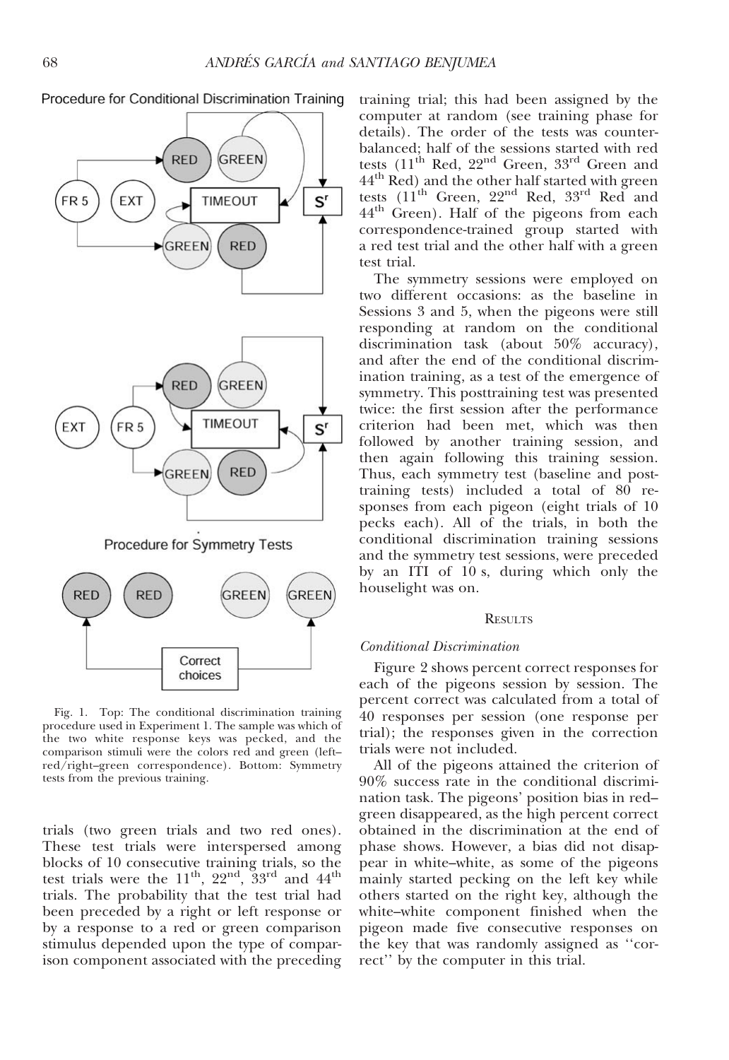Procedure for Conditional Discrimination Training

Procedure for Symmetry Tests

Fig. 1. Top: The conditional discrimination training procedure used in Experiment 1. The sample was which of the two white response keys was pecked, and the comparison stimuli were the colors red and green (left–red/right–green correspondence). Bottom: Symmetry tests from the previous training.

trials (two green trials and two red ones). These test trials were interspersed among blocks of 10 consecutive training trials, so the test trials were the 11th, 22nd, 33rd and 44th trials. The probability that the test trial had been preceded by a right or left response or by a response to a red or green comparison stimulus depended upon the type of comparison component associated with the preceding training trial; this had been assigned by the computer at random (see training phase for details). The order of the tests was counterbalanced; half of the sessions started with red tests (11th Red, 22nd Green, 33rd Green and 44th Red) and the other half started with green tests (11th Green, 22nd Red, 33rd Red and 44th Green). Half of the pigeons from each correspondence-trained group started with a red test trial and the other half with a green test trial.

The symmetry sessions were employed on two different occasions: as the baseline in Sessions 3 and 5, when the pigeons were still responding at random on the conditional discrimination task (about 50% accuracy), and after the end of the conditional discrimination training, as a test of the emergence of symmetry. This posttraining test was presented twice: the first session after the performance criterion had been met, which was then followed by another training session, and then again following this training session. Thus, each symmetry test (baseline and posttraining tests) included a total of 80 responses from each pigeon (eight trials of 10 pecks each). All of the trials, in both the conditional discrimination training sessions and the symmetry test sessions, were preceded by an ITI of 10 s, during which only the houselight was on.

## RESULTS

### *Conditional Discrimination*

Figure 2 shows percent correct responses for each of the pigeons session by session. The percent correct was calculated from a total of 40 responses per session (one response per trial); the responses given in the correction trials were not included.

All of the pigeons attained the criterion of 90% success rate in the conditional discrimination task. The pigeons' position bias in red–green disappeared, as the high percent correct obtained in the discrimination at the end of phase shows. However, a bias did not disappear in white–white, as some of the pigeons mainly started pecking on the left key while others started on the right key, although the white–white component finished when the pigeon made five consecutive responses on the key that was randomly assigned as ''correct'' by the computer in this trial.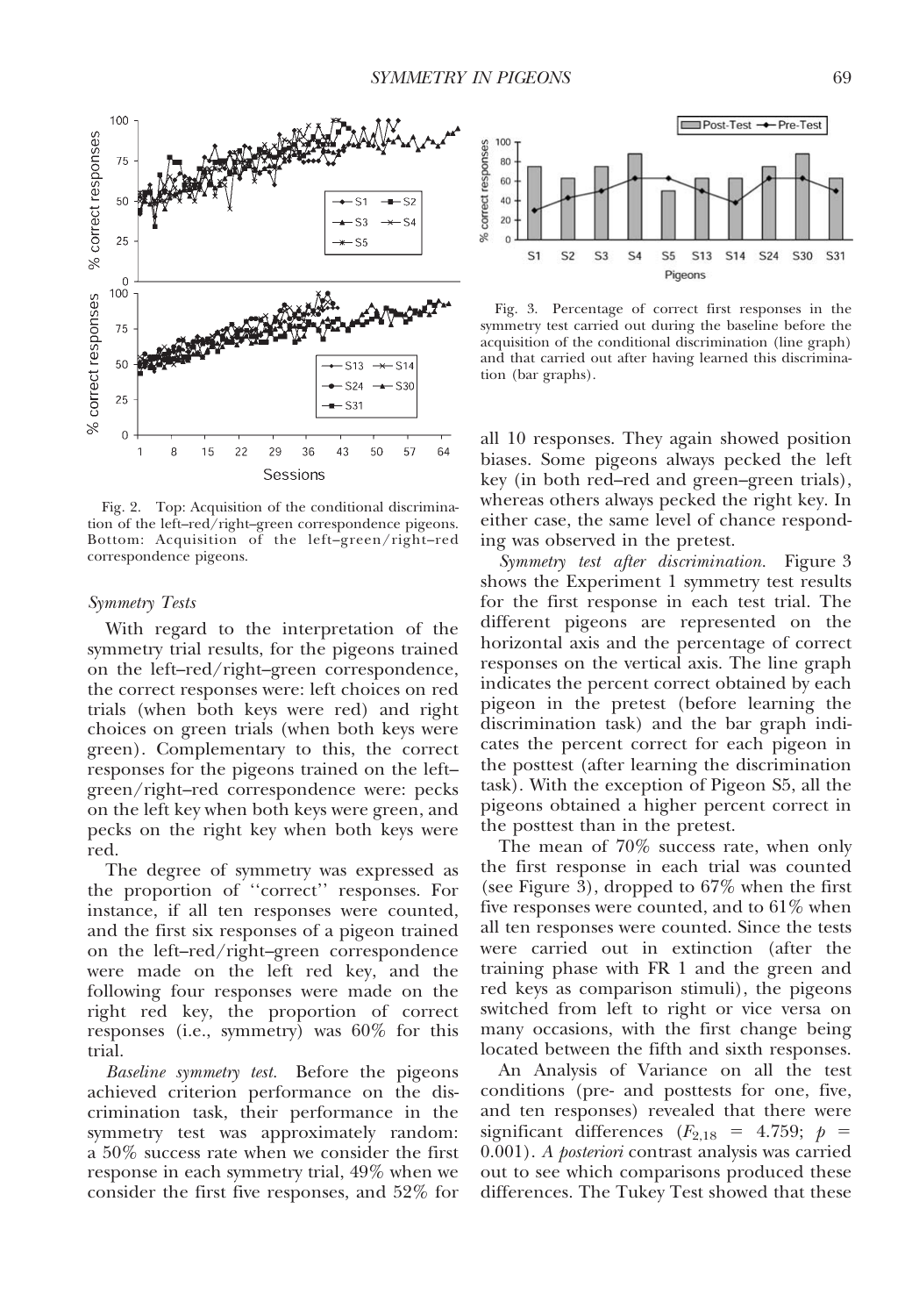Fig. 2. Top: Acquisition of the conditional discrimination of the left–red/right–green correspondence pigeons. Bottom: Acquisition of the left–green/right–red correspondence pigeons.

Fig. 3. Percentage of correct first responses in the symmetry test carried out during the baseline before the acquisition of the conditional discrimination (line graph) and that carried out after having learned this discrimination (bar graphs).

*Symmetry Tests*

With regard to the interpretation of the symmetry trial results, for the pigeons trained on the left–red/right–green correspondence, the correct responses were: left choices on red trials (when both keys were red) and right choices on green trials (when both keys were green). Complementary to this, the correct responses for the pigeons trained on the left–green/right–red correspondence were: pecks on the left key when both keys were green, and pecks on the right key when both keys were red.

The degree of symmetry was expressed as the proportion of ''correct'' responses. For instance, if all ten responses were counted, and the first six responses of a pigeon trained on the left–red/right–green correspondence were made on the left red key, and the following four responses were made on the right red key, the proportion of correct responses (i.e., symmetry) was 60% for this trial.

*Baseline symmetry test.* Before the pigeons achieved criterion performance on the discrimination task, their performance in the symmetry test was approximately random: a 50% success rate when we consider the first response in each symmetry trial, 49% when we consider the first five responses, and 52% for all 10 responses. They again showed position biases. Some pigeons always pecked the left key (in both red–red and green–green trials), whereas others always pecked the right key. In either case, the same level of chance responding was observed in the pretest.

*Symmetry test after discrimination.* Figure 3 shows the Experiment 1 symmetry test results for the first response in each test trial. The different pigeons are represented on the horizontal axis and the percentage of correct responses on the vertical axis. The line graph indicates the percent correct obtained by each pigeon in the pretest (before learning the discrimination task) and the bar graph indicates the percent correct for each pigeon in the posttest (after learning the discrimination task). With the exception of Pigeon S5, all the pigeons obtained a higher percent correct in the posttest than in the pretest.

The mean of 70% success rate, when only the first response in each trial was counted (see Figure 3), dropped to 67% when the first five responses were counted, and to 61% when all ten responses were counted. Since the tests were carried out in extinction (after the training phase with FR 1 and the green and red keys as comparison stimuli), the pigeons switched from left to right or vice versa on many occasions, with the first change being located between the fifth and sixth responses.

An Analysis of Variance on all the test conditions (pre- and posttests for one, five, and ten responses) revealed that there were significant differences ($F_{2,18} = 4.759$; $p = 0.001$). *A posteriori* contrast analysis was carried out to see which comparisons produced these differences. The Tukey Test showed that these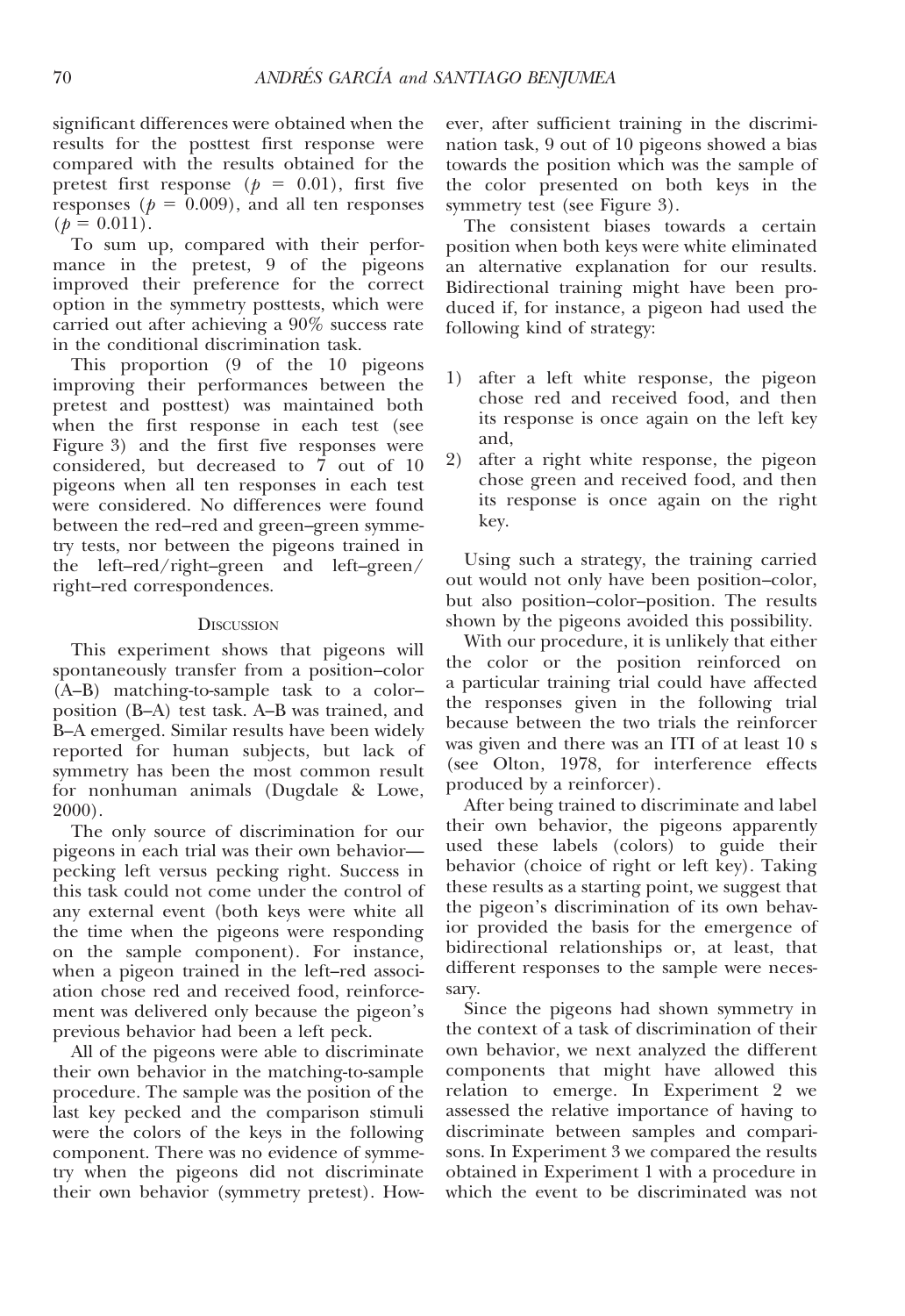significant differences were obtained when the results for the posttest first response were compared with the results obtained for the pretest first response ($p = 0.01$), first five responses ($p = 0.009$), and all ten responses ($p = 0.011$).

To sum up, compared with their performance in the pretest, 9 of the pigeons improved their preference for the correct option in the symmetry posttests, which were carried out after achieving a 90% success rate in the conditional discrimination task.

This proportion (9 of the 10 pigeons improving their performances between the pretest and posttest) was maintained both when the first response in each test (see Figure 3) and the first five responses were considered, but decreased to 7 out of 10 pigeons when all ten responses in each test were considered. No differences were found between the red–red and green–green symmetry tests, nor between the pigeons trained in the left–red/right–green and left–green/right–red correspondences.

## Discussion

This experiment shows that pigeons will spontaneously transfer from a position–color (A–B) matching-to-sample task to a color–position (B–A) test task. A–B was trained, and B–A emerged. Similar results have been widely reported for human subjects, but lack of symmetry has been the most common result for nonhuman animals (Dugdale & Lowe, 2000).

The only source of discrimination for our pigeons in each trial was their own behavior—pecking left versus pecking right. Success in this task could not come under the control of any external event (both keys were white all the time when the pigeons were responding on the sample component). For instance, when a pigeon trained in the left–red association chose red and received food, reinforcement was delivered only because the pigeon's previous behavior had been a left peck.

All of the pigeons were able to discriminate their own behavior in the matching-to-sample procedure. The sample was the position of the last key pecked and the comparison stimuli were the colors of the keys in the following component. There was no evidence of symmetry when the pigeons did not discriminate their own behavior (symmetry pretest). However, after sufficient training in the discrimination task, 9 out of 10 pigeons showed a bias towards the position which was the sample of the color presented on both keys in the symmetry test (see Figure 3).

The consistent biases towards a certain position when both keys were white eliminated an alternative explanation for our results. Bidirectional training might have been produced if, for instance, a pigeon had used the following kind of strategy:

1) after a left white response, the pigeon chose red and received food, and then its response is once again on the left key and,
2) after a right white response, the pigeon chose green and received food, and then its response is once again on the right key.

Using such a strategy, the training carried out would not only have been position–color, but also position–color–position. The results shown by the pigeons avoided this possibility.

With our procedure, it is unlikely that either the color or the position reinforced on a particular training trial could have affected the responses given in the following trial because between the two trials the reinforcer was given and there was an ITI of at least 10 s (see Olton, 1978, for interference effects produced by a reinforcer).

After being trained to discriminate and label their own behavior, the pigeons apparently used these labels (colors) to guide their behavior (choice of right or left key). Taking these results as a starting point, we suggest that the pigeon's discrimination of its own behavior provided the basis for the emergence of bidirectional relationships or, at least, that different responses to the sample were necessary.

Since the pigeons had shown symmetry in the context of a task of discrimination of their own behavior, we next analyzed the different components that might have allowed this relation to emerge. In Experiment 2 we assessed the relative importance of having to discriminate between samples and comparisons. In Experiment 3 we compared the results obtained in Experiment 1 with a procedure in which the event to be discriminated was not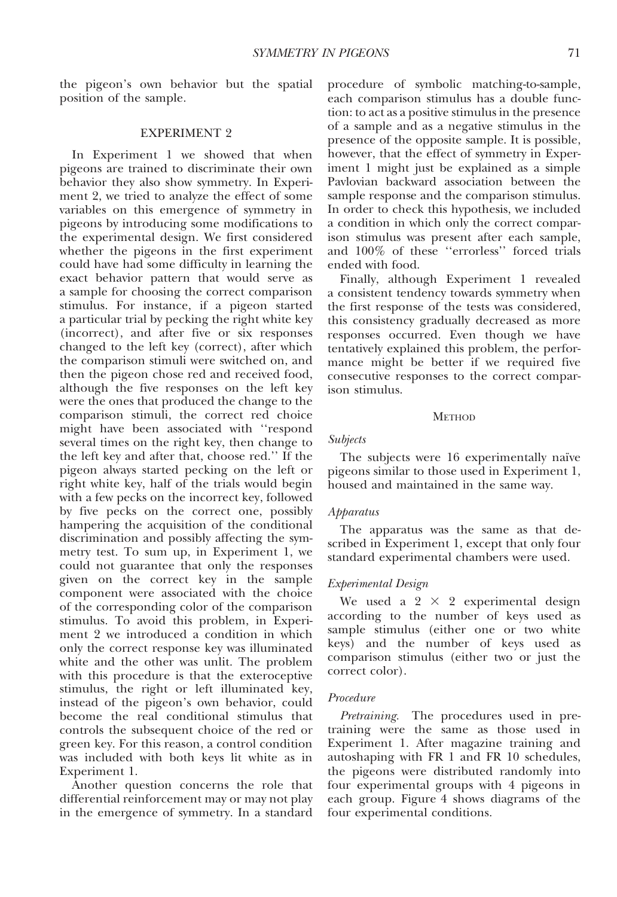the pigeon's own behavior but the spatial position of the sample.

## EXPERIMENT 2

In Experiment 1 we showed that when pigeons are trained to discriminate their own behavior they also show symmetry. In Experiment 2, we tried to analyze the effect of some variables on this emergence of symmetry in pigeons by introducing some modifications to the experimental design. We first considered whether the pigeons in the first experiment could have had some difficulty in learning the exact behavior pattern that would serve as a sample for choosing the correct comparison stimulus. For instance, if a pigeon started a particular trial by pecking the right white key (incorrect), and after five or six responses changed to the left key (correct), after which the comparison stimuli were switched on, and then the pigeon chose red and received food, although the five responses on the left key were the ones that produced the change to the comparison stimuli, the correct red choice might have been associated with ''respond several times on the right key, then change to the left key and after that, choose red.'' If the pigeon always started pecking on the left or right white key, half of the trials would begin with a few pecks on the incorrect key, followed by five pecks on the correct one, possibly hampering the acquisition of the conditional discrimination and possibly affecting the symmetry test. To sum up, in Experiment 1, we could not guarantee that only the responses given on the correct key in the sample component were associated with the choice of the corresponding color of the comparison stimulus. To avoid this problem, in Experiment 2 we introduced a condition in which only the correct response key was illuminated white and the other was unlit. The problem with this procedure is that the exteroceptive stimulus, the right or left illuminated key, instead of the pigeon's own behavior, could become the real conditional stimulus that controls the subsequent choice of the red or green key. For this reason, a control condition was included with both keys lit white as in Experiment 1.

Another question concerns the role that differential reinforcement may or may not play in the emergence of symmetry. In a standard procedure of symbolic matching-to-sample, each comparison stimulus has a double function: to act as a positive stimulus in the presence of a sample and as a negative stimulus in the presence of the opposite sample. It is possible, however, that the effect of symmetry in Experiment 1 might just be explained as a simple Pavlovian backward association between the sample response and the comparison stimulus. In order to check this hypothesis, we included a condition in which only the correct comparison stimulus was present after each sample, and 100% of these ''errorless'' forced trials ended with food.

Finally, although Experiment 1 revealed a consistent tendency towards symmetry when the first response of the tests was considered, this consistency gradually decreased as more responses occurred. Even though we have tentatively explained this problem, the performance might be better if we required five consecutive responses to the correct comparison stimulus.

### METHOD

*Subjects*

The subjects were 16 experimentally naïve pigeons similar to those used in Experiment 1, housed and maintained in the same way.

*Apparatus*

The apparatus was the same as that described in Experiment 1, except that only four standard experimental chambers were used.

*Experimental Design*

We used a $2 \times 2$ experimental design according to the number of keys used as sample stimulus (either one or two white keys) and the number of keys used as comparison stimulus (either two or just the correct color).

*Procedure*

*Pretraining.* The procedures used in pretraining were the same as those used in Experiment 1. After magazine training and autoshaping with FR 1 and FR 10 schedules, the pigeons were distributed randomly into four experimental groups with 4 pigeons in each group. Figure 4 shows diagrams of the four experimental conditions.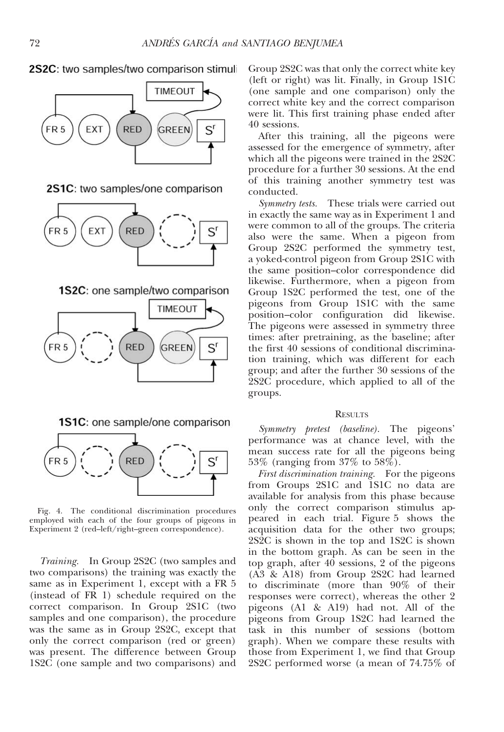2S2C: two samples/two comparison stimuli

2S1C: two samples/one comparison

1S2C: one sample/two comparison

1S1C: one sample/one comparison

Fig. 4. The conditional discrimination procedures employed with each of the four groups of pigeons in Experiment 2 (red–left/right–green correspondence).

*Training.* In Group 2S2C (two samples and two comparisons) the training was exactly the same as in Experiment 1, except with a FR 5 (instead of FR 1) schedule required on the correct comparison. In Group 2S1C (two samples and one comparison), the procedure was the same as in Group 2S2C, except that only the correct comparison (red or green) was present. The difference between Group 1S2C (one sample and two comparisons) and Group 2S2C was that only the correct white key (left or right) was lit. Finally, in Group 1S1C (one sample and one comparison) only the correct white key and the correct comparison were lit. This first training phase ended after 40 sessions.

After this training, all the pigeons were assessed for the emergence of symmetry, after which all the pigeons were trained in the 2S2C procedure for a further 30 sessions. At the end of this training another symmetry test was conducted.

*Symmetry tests.* These trials were carried out in exactly the same way as in Experiment 1 and were common to all of the groups. The criteria also were the same. When a pigeon from Group 2S2C performed the symmetry test, a yoked-control pigeon from Group 2S1C with the same position–color correspondence did likewise. Furthermore, when a pigeon from Group 1S2C performed the test, one of the pigeons from Group 1S1C with the same position–color configuration did likewise. The pigeons were assessed in symmetry three times: after pretraining, as the baseline; after the first 40 sessions of conditional discrimination training, which was different for each group; and after the further 30 sessions of the 2S2C procedure, which applied to all of the groups.

## Results

*Symmetry pretest (baseline).* The pigeons' performance was at chance level, with the mean success rate for all the pigeons being 53% (ranging from 37% to 58%).

*First discrimination training.* For the pigeons from Groups 2S1C and 1S1C no data are available for analysis from this phase because only the correct comparison stimulus appeared in each trial. Figure 5 shows the acquisition data for the other two groups; 2S2C is shown in the top and 1S2C is shown in the bottom graph. As can be seen in the top graph, after 40 sessions, 2 of the pigeons (A3 & A18) from Group 2S2C had learned to discriminate (more than 90% of their responses were correct), whereas the other 2 pigeons (A1 & A19) had not. All of the pigeons from Group 1S2C had learned the task in this number of sessions (bottom graph). When we compare these results with those from Experiment 1, we find that Group 2S2C performed worse (a mean of 74.75% of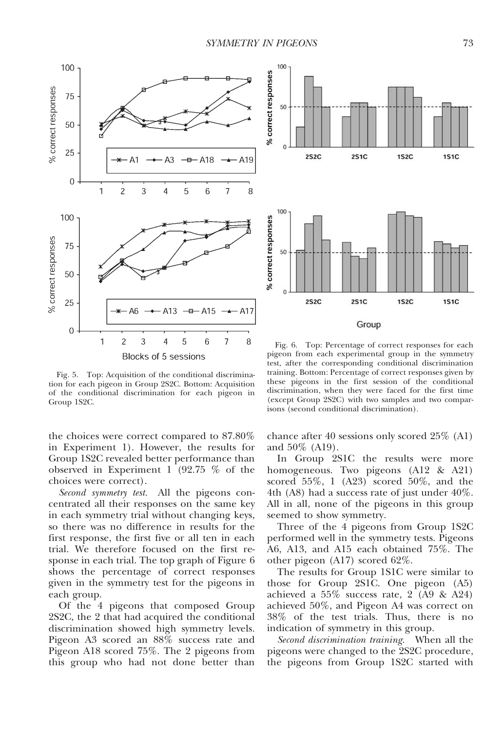Fig. 5. Top: Acquisition of the conditional discrimination for each pigeon in Group 2S2C. Bottom: Acquisition of the conditional discrimination for each pigeon in Group 1S2C.

Fig. 6. Top: Percentage of correct responses for each pigeon from each experimental group in the symmetry test, after the corresponding conditional discrimination training. Bottom: Percentage of correct responses given by these pigeons in the first session of the conditional discrimination, when they were faced for the first time (except Group 2S2C) with two samples and two comparisons (second conditional discrimination).

the choices were correct compared to 87.80% in Experiment 1). However, the results for Group 1S2C revealed better performance than observed in Experiment 1 (92.75 % of the choices were correct).

*Second symmetry test.* All the pigeons concentrated all their responses on the same key in each symmetry trial without changing keys, so there was no difference in results for the first response, the first five or all ten in each trial. We therefore focused on the first response in each trial. The top graph of Figure 6 shows the percentage of correct responses given in the symmetry test for the pigeons in each group.

Of the 4 pigeons that composed Group 2S2C, the 2 that had acquired the conditional discrimination showed high symmetry levels. Pigeon A3 scored an 88% success rate and Pigeon A18 scored 75%. The 2 pigeons from this group who had not done better than chance after 40 sessions only scored 25% (A1) and 50% (A19).

In Group 2S1C the results were more homogeneous. Two pigeons (A12 & A21) scored 55%, 1 (A23) scored 50%, and the 4th (A8) had a success rate of just under 40%. All in all, none of the pigeons in this group seemed to show symmetry.

Three of the 4 pigeons from Group 1S2C performed well in the symmetry tests. Pigeons A6, A13, and A15 each obtained 75%. The other pigeon (A17) scored 62%.

The results for Group 1S1C were similar to those for Group 2S1C. One pigeon (A5) achieved a 55% success rate, 2 (A9 & A24) achieved 50%, and Pigeon A4 was correct on 38% of the test trials. Thus, there is no indication of symmetry in this group.

*Second discrimination training.* When all the pigeons were changed to the 2S2C procedure, the pigeons from Group 1S2C started with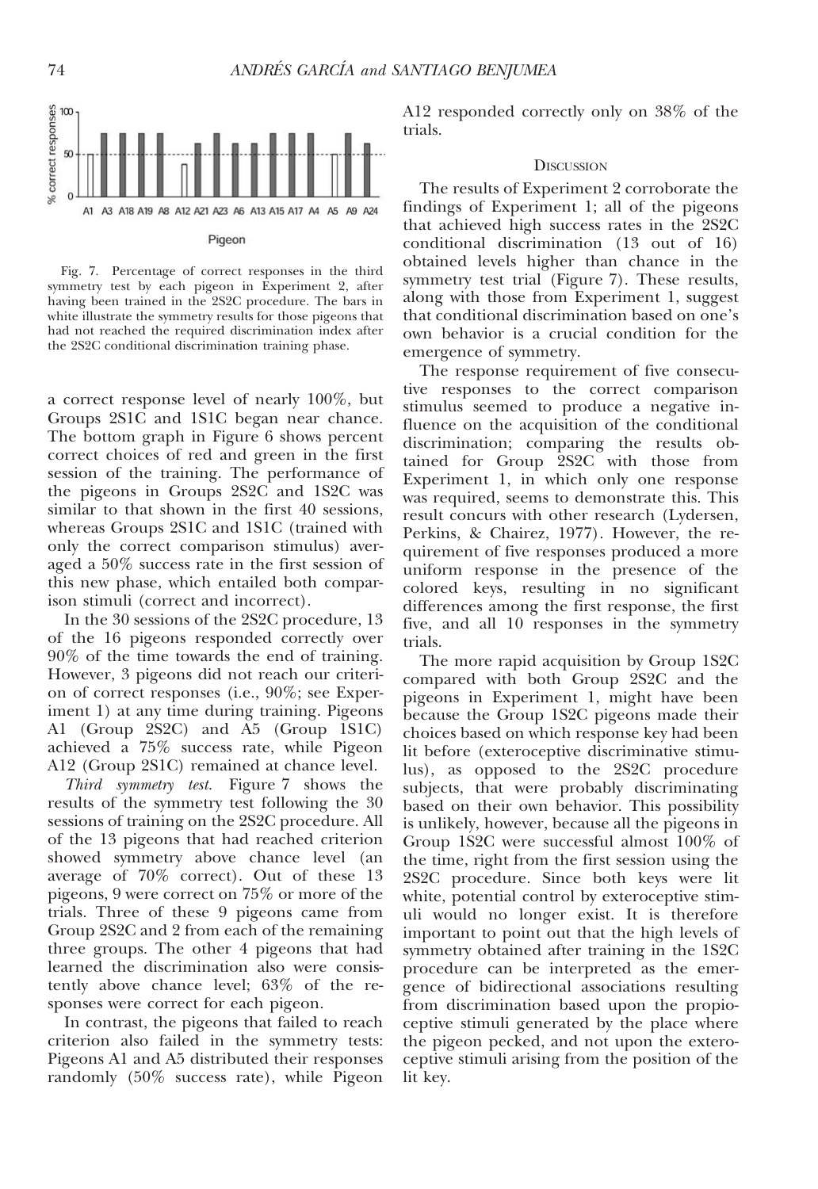Fig. 7. Percentage of correct responses in the third symmetry test by each pigeon in Experiment 2, after having been trained in the 2S2C procedure. The bars in white illustrate the symmetry results for those pigeons that had not reached the required discrimination index after the 2S2C conditional discrimination training phase.

a correct response level of nearly 100%, but Groups 2S1C and 1S1C began near chance. The bottom graph in Figure 6 shows percent correct choices of red and green in the first session of the training. The performance of the pigeons in Groups 2S2C and 1S2C was similar to that shown in the first 40 sessions, whereas Groups 2S1C and 1S1C (trained with only the correct comparison stimulus) averaged a 50% success rate in the first session of this new phase, which entailed both comparison stimuli (correct and incorrect).

In the 30 sessions of the 2S2C procedure, 13 of the 16 pigeons responded correctly over 90% of the time towards the end of training. However, 3 pigeons did not reach our criterion of correct responses (i.e., 90%; see Experiment 1) at any time during training. Pigeons A1 (Group 2S2C) and A5 (Group 1S1C) achieved a 75% success rate, while Pigeon A12 (Group 2S1C) remained at chance level.

*Third symmetry test.* Figure 7 shows the results of the symmetry test following the 30 sessions of training on the 2S2C procedure. All of the 13 pigeons that had reached criterion showed symmetry above chance level (an average of 70% correct). Out of these 13 pigeons, 9 were correct on 75% or more of the trials. Three of these 9 pigeons came from Group 2S2C and 2 from each of the remaining three groups. The other 4 pigeons that had learned the discrimination also were consistently above chance level; 63% of the responses were correct for each pigeon.

In contrast, the pigeons that failed to reach criterion also failed in the symmetry tests: Pigeons A1 and A5 distributed their responses randomly (50% success rate), while Pigeon A12 responded correctly only on 38% of the trials.

## Discussion

The results of Experiment 2 corroborate the findings of Experiment 1; all of the pigeons that achieved high success rates in the 2S2C conditional discrimination (13 out of 16) obtained levels higher than chance in the symmetry test trial (Figure 7). These results, along with those from Experiment 1, suggest that conditional discrimination based on one's own behavior is a crucial condition for the emergence of symmetry.

The response requirement of five consecutive responses to the correct comparison stimulus seemed to produce a negative influence on the acquisition of the conditional discrimination; comparing the results obtained for Group 2S2C with those from Experiment 1, in which only one response was required, seems to demonstrate this. This result concurs with other research (Lydersen, Perkins, & Chairez, 1977). However, the requirement of five responses produced a more uniform response in the presence of the colored keys, resulting in no significant differences among the first response, the first five, and all 10 responses in the symmetry trials.

The more rapid acquisition by Group 1S2C compared with both Group 2S2C and the pigeons in Experiment 1, might have been because the Group 1S2C pigeons made their choices based on which response key had been lit before (exteroceptive discriminative stimulus), as opposed to the 2S2C procedure subjects, that were probably discriminating based on their own behavior. This possibility is unlikely, however, because all the pigeons in Group 1S2C were successful almost 100% of the time, right from the first session using the 2S2C procedure. Since both keys were lit white, potential control by exteroceptive stimuli would no longer exist. It is therefore important to point out that the high levels of symmetry obtained after training in the 1S2C procedure can be interpreted as the emergence of bidirectional associations resulting from discrimination based upon the proprioceptive stimuli generated by the place where the pigeon pecked, and not upon the exteroceptive stimuli arising from the position of the lit key.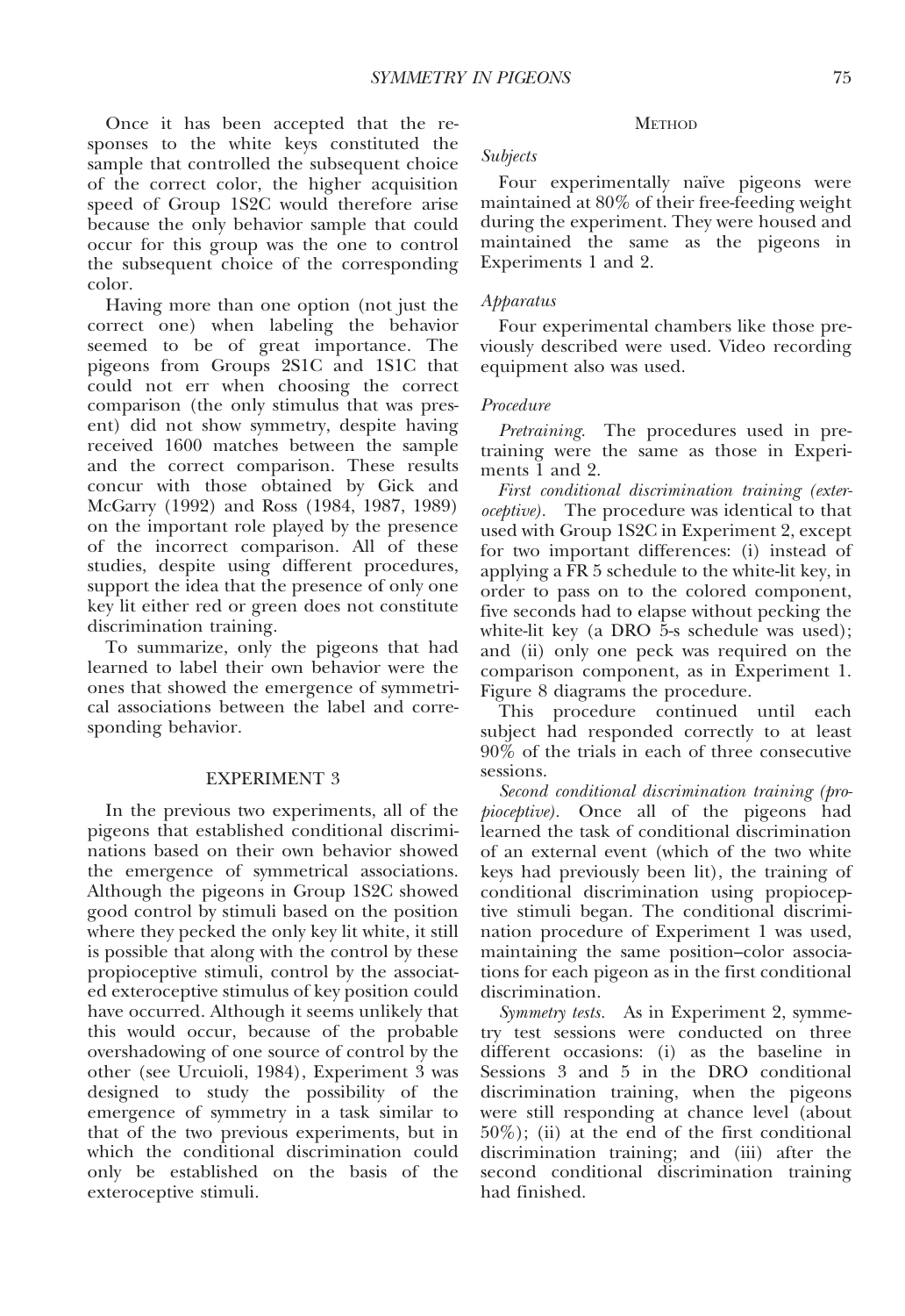Once it has been accepted that the responses to the white keys constituted the sample that controlled the subsequent choice of the correct color, the higher acquisition speed of Group 1S2C would therefore arise because the only behavior sample that could occur for this group was the one to control the subsequent choice of the corresponding color.

Having more than one option (not just the correct one) when labeling the behavior seemed to be of great importance. The pigeons from Groups 2S1C and 1S1C that could not err when choosing the correct comparison (the only stimulus that was present) did not show symmetry, despite having received 1600 matches between the sample and the correct comparison. These results concur with those obtained by Gick and McGarry (1992) and Ross (1984, 1987, 1989) on the important role played by the presence of the incorrect comparison. All of these studies, despite using different procedures, support the idea that the presence of only one key lit either red or green does not constitute discrimination training.

To summarize, only the pigeons that had learned to label their own behavior were the ones that showed the emergence of symmetrical associations between the label and corresponding behavior.

## EXPERIMENT 3

In the previous two experiments, all of the pigeons that established conditional discriminations based on their own behavior showed the emergence of symmetrical associations. Although the pigeons in Group 1S2C showed good control by stimuli based on the position where they pecked the only key lit white, it still is possible that along with the control by these propioceptive stimuli, control by the associated exteroceptive stimulus of key position could have occurred. Although it seems unlikely that this would occur, because of the probable overshadowing of one source of control by the other (see Urcuioli, 1984), Experiment 3 was designed to study the possibility of the emergence of symmetry in a task similar to that of the two previous experiments, but in which the conditional discrimination could only be established on the basis of the exteroceptive stimuli.

### METHOD

*Subjects*

Four experimentally naïve pigeons were maintained at 80% of their free-feeding weight during the experiment. They were housed and maintained the same as the pigeons in Experiments 1 and 2.

*Apparatus*

Four experimental chambers like those previously described were used. Video recording equipment also was used.

*Procedure*

*Pretraining.* The procedures used in pretraining were the same as those in Experiments 1 and 2.

*First conditional discrimination training (exteroceptive).* The procedure was identical to that used with Group 1S2C in Experiment 2, except for two important differences: (i) instead of applying a FR 5 schedule to the white-lit key, in order to pass on to the colored component, five seconds had to elapse without pecking the white-lit key (a DRO 5-s schedule was used); and (ii) only one peck was required on the comparison component, as in Experiment 1. Figure 8 diagrams the procedure.

This procedure continued until each subject had responded correctly to at least 90% of the trials in each of three consecutive sessions.

*Second conditional discrimination training (propioceptive).* Once all of the pigeons had learned the task of conditional discrimination of an external event (which of the two white keys had previously been lit), the training of conditional discrimination using propioceptive stimuli began. The conditional discrimination procedure of Experiment 1 was used, maintaining the same position–color associations for each pigeon as in the first conditional discrimination.

*Symmetry tests.* As in Experiment 2, symmetry test sessions were conducted on three different occasions: (i) as the baseline in Sessions 3 and 5 in the DRO conditional discrimination training, when the pigeons were still responding at chance level (about 50%); (ii) at the end of the first conditional discrimination training; and (iii) after the second conditional discrimination training had finished.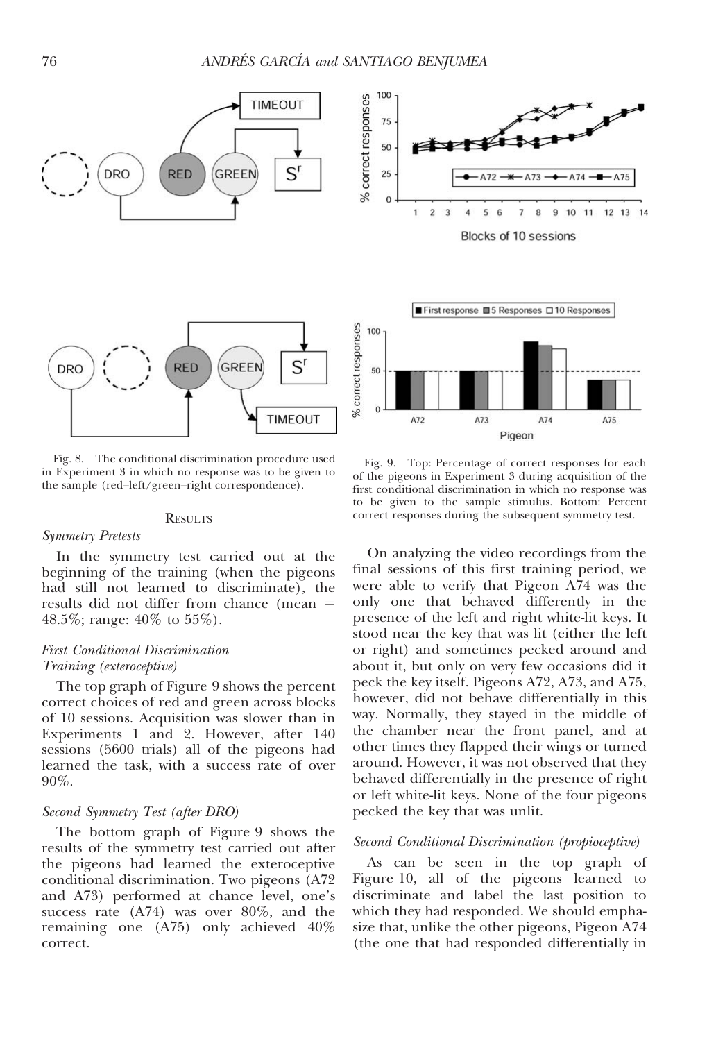Fig. 8. The conditional discrimination procedure used in Experiment 3 in which no response was to be given to the sample (red–left/green–right correspondence).

Fig. 9. Top: Percentage of correct responses for each of the pigeons in Experiment 3 during acquisition of the first conditional discrimination in which no response was to be given to the sample stimulus. Bottom: Percent correct responses during the subsequent symmetry test.

### Results

*Symmetry Pretests*

In the symmetry test carried out at the beginning of the training (when the pigeons had still not learned to discriminate), the results did not differ from chance (mean = 48.5%; range: 40% to 55%).

*First Conditional Discrimination Training (exteroceptive)*

The top graph of Figure 9 shows the percent correct choices of red and green across blocks of 10 sessions. Acquisition was slower than in Experiments 1 and 2. However, after 140 sessions (5600 trials) all of the pigeons had learned the task, with a success rate of over 90%.

*Second Symmetry Test (after DRO)*

The bottom graph of Figure 9 shows the results of the symmetry test carried out after the pigeons had learned the exteroceptive conditional discrimination. Two pigeons (A72 and A73) performed at chance level, one's success rate (A74) was over 80%, and the remaining one (A75) only achieved 40% correct.

On analyzing the video recordings from the final sessions of this first training period, we were able to verify that Pigeon A74 was the only one that behaved differently in the presence of the left and right white-lit keys. It stood near the key that was lit (either the left or right) and sometimes pecked around and about it, but only on very few occasions did it peck the key itself. Pigeons A72, A73, and A75, however, did not behave differentially in this way. Normally, they stayed in the middle of the chamber near the front panel, and at other times they flapped their wings or turned around. However, it was not observed that they behaved differentially in the presence of right or left white-lit keys. None of the four pigeons pecked the key that was unlit.

*Second Conditional Discrimination (propioceptive)*

As can be seen in the top graph of Figure 10, all of the pigeons learned to discriminate and label the last position to which they had responded. We should emphasize that, unlike the other pigeons, Pigeon A74 (the one that had responded differentially in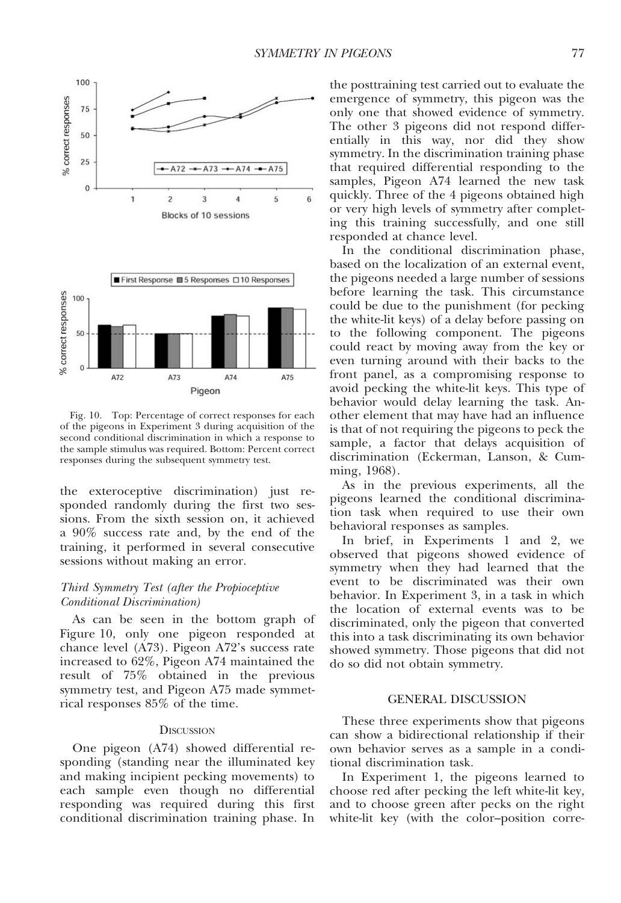Fig. 10. Top: Percentage of correct responses for each of the pigeons in Experiment 3 during acquisition of the second conditional discrimination in which a response to the sample stimulus was required. Bottom: Percent correct responses during the subsequent symmetry test.

the exteroceptive discrimination) just responded randomly during the first two sessions. From the sixth session on, it achieved a 90% success rate and, by the end of the training, it performed in several consecutive sessions without making an error.

### *Third Symmetry Test (after the Propioceptive Conditional Discrimination)*

As can be seen in the bottom graph of Figure 10, only one pigeon responded at chance level (A73). Pigeon A72's success rate increased to 62%, Pigeon A74 maintained the result of 75% obtained in the previous symmetry test, and Pigeon A75 made symmetrical responses 85% of the time.

### Discussion

One pigeon (A74) showed differential responding (standing near the illuminated key and making incipient pecking movements) to each sample even though no differential responding was required during this first conditional discrimination training phase. In the posttraining test carried out to evaluate the emergence of symmetry, this pigeon was the only one that showed evidence of symmetry. The other 3 pigeons did not respond differentially in this way, nor did they show symmetry. In the discrimination training phase that required differential responding to the samples, Pigeon A74 learned the new task quickly. Three of the 4 pigeons obtained high or very high levels of symmetry after completing this training successfully, and one still responded at chance level.

In the conditional discrimination phase, based on the localization of an external event, the pigeons needed a large number of sessions before learning the task. This circumstance could be due to the punishment (for pecking the white-lit keys) of a delay before passing on to the following component. The pigeons could react by moving away from the key or even turning around with their backs to the front panel, as a compromising response to avoid pecking the white-lit keys. This type of behavior would delay learning the task. Another element that may have had an influence is that of not requiring the pigeons to peck the sample, a factor that delays acquisition of discrimination (Eckerman, Lanson, & Cumming, 1968).

As in the previous experiments, all the pigeons learned the conditional discrimination task when required to use their own behavioral responses as samples.

In brief, in Experiments 1 and 2, we observed that pigeons showed evidence of symmetry when they had learned that the event to be discriminated was their own behavior. In Experiment 3, in a task in which the location of external events was to be discriminated, only the pigeon that converted this into a task discriminating its own behavior showed symmetry. Those pigeons that did not do so did not obtain symmetry.

## GENERAL DISCUSSION

These three experiments show that pigeons can show a bidirectional relationship if their own behavior serves as a sample in a conditional discrimination task.

In Experiment 1, the pigeons learned to choose red after pecking the left white-lit key, and to choose green after pecks on the right white-lit key (with the color–position corre-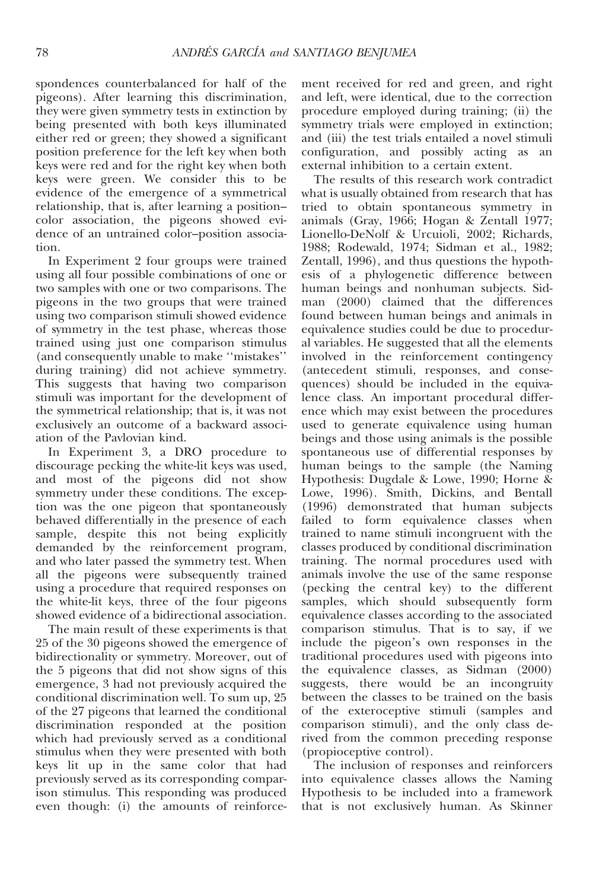spondences counterbalanced for half of the pigeons). After learning this discrimination, they were given symmetry tests in extinction by being presented with both keys illuminated either red or green; they showed a significant position preference for the left key when both keys were red and for the right key when both keys were green. We consider this to be evidence of the emergence of a symmetrical relationship, that is, after learning a position–color association, the pigeons showed evidence of an untrained color–position association.

In Experiment 2 four groups were trained using all four possible combinations of one or two samples with one or two comparisons. The pigeons in the two groups that were trained using two comparison stimuli showed evidence of symmetry in the test phase, whereas those trained using just one comparison stimulus (and consequently unable to make ''mistakes'' during training) did not achieve symmetry. This suggests that having two comparison stimuli was important for the development of the symmetrical relationship; that is, it was not exclusively an outcome of a backward association of the Pavlovian kind.

In Experiment 3, a DRO procedure to discourage pecking the white-lit keys was used, and most of the pigeons did not show symmetry under these conditions. The exception was the one pigeon that spontaneously behaved differentially in the presence of each sample, despite this not being explicitly demanded by the reinforcement program, and who later passed the symmetry test. When all the pigeons were subsequently trained using a procedure that required responses on the white-lit keys, three of the four pigeons showed evidence of a bidirectional association.

The main result of these experiments is that 25 of the 30 pigeons showed the emergence of bidirectionality or symmetry. Moreover, out of the 5 pigeons that did not show signs of this emergence, 3 had not previously acquired the conditional discrimination well. To sum up, 25 of the 27 pigeons that learned the conditional discrimination responded at the position which had previously served as a conditional stimulus when they were presented with both keys lit up in the same color that had previously served as its corresponding comparison stimulus. This responding was produced even though: (i) the amounts of reinforcement received for red and green, and right and left, were identical, due to the correction procedure employed during training; (ii) the symmetry trials were employed in extinction; and (iii) the test trials entailed a novel stimuli configuration, and possibly acting as an external inhibition to a certain extent.

The results of this research work contradict what is usually obtained from research that has tried to obtain spontaneous symmetry in animals (Gray, 1966; Hogan & Zentall 1977; Lionello-DeNolf & Urcuioli, 2002; Richards, 1988; Rodewald, 1974; Sidman et al., 1982; Zentall, 1996), and thus questions the hypothesis of a phylogenetic difference between human beings and nonhuman subjects. Sidman (2000) claimed that the differences found between human beings and animals in equivalence studies could be due to procedural variables. He suggested that all the elements involved in the reinforcement contingency (antecedent stimuli, responses, and consequences) should be included in the equivalence class. An important procedural difference which may exist between the procedures used to generate equivalence using human beings and those using animals is the possible spontaneous use of differential responses by human beings to the sample (the Naming Hypothesis: Dugdale & Lowe, 1990; Horne & Lowe, 1996). Smith, Dickins, and Bentall (1996) demonstrated that human subjects failed to form equivalence classes when trained to name stimuli incongruent with the classes produced by conditional discrimination training. The normal procedures used with animals involve the use of the same response (pecking the central key) to the different samples, which should subsequently form equivalence classes according to the associated comparison stimulus. That is to say, if we include the pigeon's own responses in the traditional procedures used with pigeons into the equivalence classes, as Sidman (2000) suggests, there would be an incongruity between the classes to be trained on the basis of the exteroceptive stimuli (samples and comparison stimuli), and the only class derived from the common preceding response (propioceptive control).

The inclusion of responses and reinforcers into equivalence classes allows the Naming Hypothesis to be included into a framework that is not exclusively human. As Skinner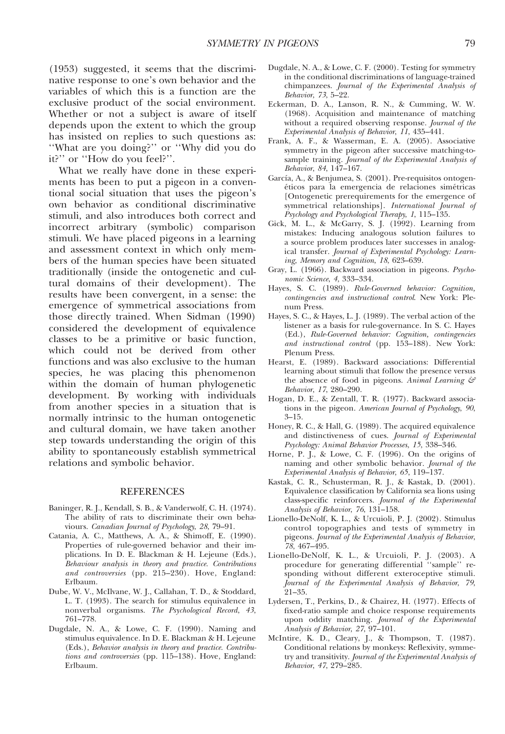(1953) suggested, it seems that the discriminative response to one's own behavior and the variables of which this is a function are the exclusive product of the social environment. Whether or not a subject is aware of itself depends upon the extent to which the group has insisted on replies to such questions as: ''What are you doing?'' or ''Why did you do it?'' or ''How do you feel?''.

What we really have done in these experiments has been to put a pigeon in a conventional social situation that uses the pigeon's own behavior as conditional discriminative stimuli, and also introduces both correct and incorrect arbitrary (symbolic) comparison stimuli. We have placed pigeons in a learning and assessment context in which only members of the human species have been situated traditionally (inside the ontogenetic and cultural domains of their development). The results have been convergent, in a sense: the emergence of symmetrical associations from those directly trained. When Sidman (1990) considered the development of equivalence classes to be a primitive or basic function, which could not be derived from other functions and was also exclusive to the human species, he was placing this phenomenon within the domain of human phylogenetic development. By working with individuals from another species in a situation that is normally intrinsic to the human ontogenetic and cultural domain, we have taken another step towards understanding the origin of this ability to spontaneously establish symmetrical relations and symbolic behavior.

## REFERENCES

Baninger, R. J., Kendall, S. B., & Vanderwolf, C. H. (1974). The ability of rats to discriminate their own behaviours. *Canadian Journal of Psychology*, *28*, 79–91.

Catania, A. C., Matthews, A. A., & Shimoff, E. (1990). Properties of rule-governed behavior and their implications. In D. E. Blackman & H. Lejeune (Eds.), *Behaviour analysis in theory and practice. Contributions and controversies* (pp. 215–230). Hove, England: Erlbaum.

Dube, W. V., McIlvane, W. J., Callahan, T. D., & Stoddard, L. T. (1993). The search for stimulus equivalence in nonverbal organisms. *The Psychological Record*, *43*, 761–778.

Dugdale, N. A., & Lowe, C. F. (1990). Naming and stimulus equivalence. In D. E. Blackman & H. Lejeune (Eds.), *Behavior analysis in theory and practice. Contributions and controversies* (pp. 115–138). Hove, England: Erlbaum.

Dugdale, N. A., & Lowe, C. F. (2000). Testing for symmetry in the conditional discriminations of language-trained chimpanzees. *Journal of the Experimental Analysis of Behavior*, *73*, 5–22.

Eckerman, D. A., Lanson, R. N., & Cumming, W. W. (1968). Acquisition and maintenance of matching without a required observing response. *Journal of the Experimental Analysis of Behavior*, *11*, 435–441.

Frank, A. F., & Wasserman, E. A. (2005). Associative symmetry in the pigeon after successive matching-to-sample training. *Journal of the Experimental Analysis of Behavior*, *84*, 147–167.

García, A., & Benjumea, S. (2001). Pre-requisitos ontogenéticos para la emergencia de relaciones simétricas [Ontogenetic prerequirements for the emergence of symmetrical relationships]. *International Journal of Psychology and Psychological Therapy*, *1*, 115–135.

Gick, M. L., & McGarry, S. J. (1992). Learning from mistakes: Inducing analogous solution failures to a source problem produces later successes in analogical transfer. *Journal of Experimental Psychology: Learning, Memory and Cognition*, *18*, 623–639.

Gray, L. (1966). Backward association in pigeons. *Psychonomic Science*, *4*, 333–334.

Hayes, S. C. (1989). *Rule-Governed behavior: Cognition, contingencies and instructional control*. New York: Plenum Press.

Hayes, S. C., & Hayes, L. J. (1989). The verbal action of the listener as a basis for rule-governance. In S. C. Hayes (Ed.), *Rule-Governed behavior: Cognition, contingencies and instructional control* (pp. 153–188). New York: Plenum Press.

Hearst, E. (1989). Backward associations: Differential learning about stimuli that follow the presence versus the absence of food in pigeons. *Animal Learning & Behavior*, *17*, 280–290.

Hogan, D. E., & Zentall, T. R. (1977). Backward associations in the pigeon. *American Journal of Psychology*, *90*, 3–15.

Honey, R. C., & Hall, G. (1989). The acquired equivalence and distinctiveness of cues. *Journal of Experimental Psychology: Animal Behavior Processes*, *15*, 338–346.

Horne, P. J., & Lowe, C. F. (1996). On the origins of naming and other symbolic behavior. *Journal of the Experimental Analysis of Behavior*, *65*, 119–137.

Kastak, C. R., Schusterman, R. J., & Kastak, D. (2001). Equivalence classification by California sea lions using class-specific reinforcers. *Journal of the Experimental Analysis of Behavior*, *76*, 131–158.

Lionello-DeNolf, K. L., & Urcuioli, P. J. (2002). Stimulus control topographies and tests of symmetry in pigeons. *Journal of the Experimental Analysis of Behavior*, *78*, 467–495.

Lionello-DeNolf, K. L., & Urcuioli, P. J. (2003). A procedure for generating differential ''sample'' responding without different exteroceptive stimuli. *Journal of the Experimental Analysis of Behavior*, *79*, 21–35.

Lydersen, T., Perkins, D., & Chairez, H. (1977). Effects of fixed-ratio sample and choice response requirements upon oddity matching. *Journal of the Experimental Analysis of Behavior*, *27*, 97–101.

McIntire, K. D., Cleary, J., & Thompson, T. (1987). Conditional relations by monkeys: Reflexivity, symmetry and transitivity. *Journal of the Experimental Analysis of Behavior*, *47*, 279–285.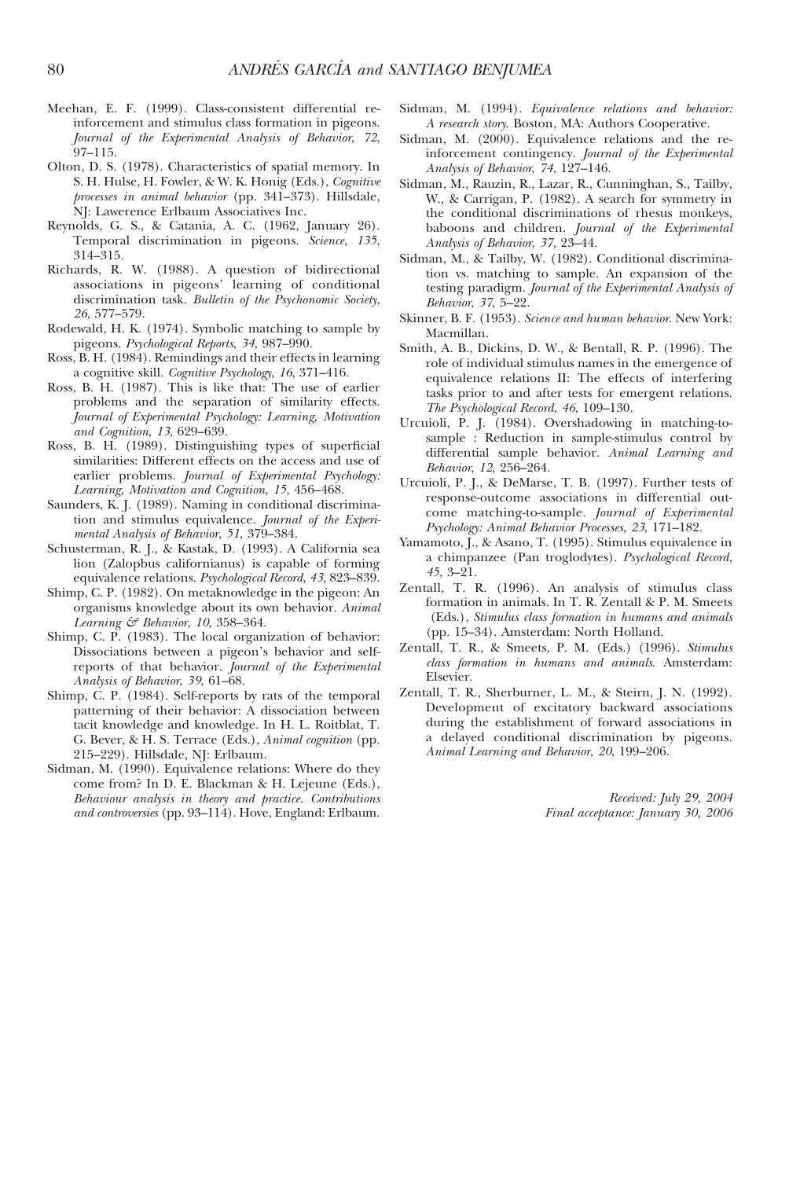Meehan, E. F. (1999). Class-consistent differential reinforcement and stimulus class formation in pigeons. *Journal of the Experimental Analysis of Behavior*, *72*, 97–115.

Olton, D. S. (1978). Characteristics of spatial memory. In S. H. Hulse, H. Fowler, & W. K. Honig (Eds.), *Cognitive processes in animal behavior* (pp. 341–373). Hillsdale, NJ: Lawerence Erlbaum Associatives Inc.

Reynolds, G. S., & Catania, A. C. (1962, January 26). Temporal discrimination in pigeons. *Science*, *135*, 314–315.

Richards, R. W. (1988). A question of bidirectional associations in pigeons' learning of conditional discrimination task. *Bulletin of the Psychonomic Society*, *26*, 577–579.

Rodewald, H. K. (1974). Symbolic matching to sample by pigeons. *Psychological Reports*, *34*, 987–990.

Ross, B. H. (1984). Remindings and their effects in learning a cognitive skill. *Cognitive Psychology*, *16*, 371–416.

Ross, B. H. (1987). This is like that: The use of earlier problems and the separation of similarity effects. *Journal of Experimental Psychology: Learning, Motivation and Cognition*, *13*, 629–639.

Ross, B. H. (1989). Distinguishing types of superficial similarities: Different effects on the access and use of earlier problems. *Journal of Experimental Psychology: Learning, Motivation and Cognition*, *15*, 456–468.

Saunders, K. J. (1989). Naming in conditional discrimination and stimulus equivalence. *Journal of the Experimental Analysis of Behavior*, *51*, 379–384.

Schusterman, R. J., & Kastak, D. (1993). A California sea lion (Zalopbus californianus) is capable of forming equivalence relations. *Psychological Record*, *43*, 823–839.

Shimp, C. P. (1982). On metaknowledge in the pigeon: An organisms knowledge about its own behavior. *Animal Learning & Behavior*, *10*, 358–364.

Shimp, C. P. (1983). The local organization of behavior: Dissociations between a pigeon's behavior and self-reports of that behavior. *Journal of the Experimental Analysis of Behavior*, *39*, 61–68.

Shimp, C. P. (1984). Self-reports by rats of the temporal patterning of their behavior: A dissociation between tacit knowledge and knowledge. In H. L. Roitblat, T. G. Bever, & H. S. Terrace (Eds.), *Animal cognition* (pp. 215–229). Hillsdale, NJ: Erlbaum.

Sidman, M. (1990). Equivalence relations: Where do they come from? In D. E. Blackman & H. Lejeune (Eds.), *Behaviour analysis in theory and practice. Contributions and controversies* (pp. 93–114). Hove, England: Erlbaum.

Sidman, M. (1994). *Equivalence relations and behavior: A research story*. Boston, MA: Authors Cooperative.

Sidman, M. (2000). Equivalence relations and the reinforcement contingency. *Journal of the Experimental Analysis of Behavior*, *74*, 127–146.

Sidman, M., Rauzin, R., Lazar, R., Cunninghan, S., Tailby, W., & Carrigan, P. (1982). A search for symmetry in the conditional discriminations of rhesus monkeys, baboons and children. *Journal of the Experimental Analysis of Behavior*, *37*, 23–44.

Sidman, M., & Tailby, W. (1982). Conditional discrimination vs. matching to sample. An expansion of the testing paradigm. *Journal of the Experimental Analysis of Behavior*, *37*, 5–22.

Skinner, B. F. (1953). *Science and human behavior*. New York: Macmillan.

Smith, A. B., Dickins, D. W., & Bentall, R. P. (1996). The role of individual stimulus names in the emergence of equivalence relations II: The effects of interfering tasks prior to and after tests for emergent relations. *The Psychological Record*, *46*, 109–130.

Urcuioli, P. J. (1984). Overshadowing in matching-to-sample : Reduction in sample-stimulus control by differential sample behavior. *Animal Learning and Behavior*, *12*, 256–264.

Urcuioli, P. J., & DeMarse, T. B. (1997). Further tests of response-outcome associations in differential outcome matching-to-sample. *Journal of Experimental Psychology: Animal Behavior Processes*, *23*, 171–182.

Yamamoto, J., & Asano, T. (1995). Stimulus equivalence in a chimpanzee (Pan troglodytes). *Psychological Record*, *45*, 3–21.

Zentall, T. R. (1996). An analysis of stimulus class formation in animals. In T. R. Zentall & P. M. Smeets (Eds.), *Stimulus class formation in humans and animals* (pp. 15–34). Amsterdam: North Holland.

Zentall, T. R., & Smeets, P. M. (Eds.) (1996). *Stimulus class formation in humans and animals*. Amsterdam: Elsevier.

Zentall, T. R., Sherburner, L. M., & Steirn, J. N. (1992). Development of excitatory backward associations during the establishment of forward associations in a delayed conditional discrimination by pigeons. *Animal Learning and Behavior*, *20*, 199–206.

*Received: July 29, 2004*
*Final acceptance: January 30, 2006*